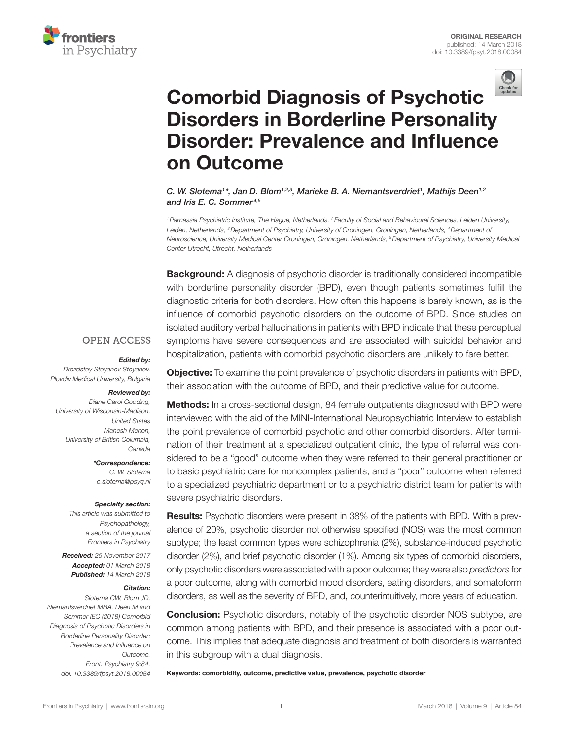ORIGINAL RESEARCH
published: 14 March 2018
doi: 10.3389/fpsyt.2018.00084

# Comorbid Diagnosis of Psychotic Disorders in Borderline Personality Disorder: Prevalence and Influence on Outcome

*C. W. Slotema[1]\*, Jan D. Blom[1,2,3], Marieke B. A. Niemantsverdriet[1], Mathijs Deen[1,2] and Iris E. C. Sommer[4,5]*

[1] Parnassia Psychiatric Institute, The Hague, Netherlands, [2] Faculty of Social and Behavioural Sciences, Leiden University, Leiden, Netherlands, [3] Department of Psychiatry, University of Groningen, Groningen, Netherlands, [4] Department of Neuroscience, University Medical Center Groningen, Groningen, Netherlands, [5] Department of Psychiatry, University Medical Center Utrecht, Utrecht, Netherlands

OPEN ACCESS

***Edited by:***
Drozdstoy Stoyanov Stoyanov, Plovdiv Medical University, Bulgaria

***Reviewed by:***
Diane Carol Gooding, University of Wisconsin-Madison, United States
Mahesh Menon, University of British Columbia, Canada

***\*Correspondence:***
C. W. Slotema
c.slotema@psyq.nl

***Specialty section:***
This article was submitted to Psychopathology, a section of the journal Frontiers in Psychiatry

***Received:*** 25 November 2017
***Accepted:*** 01 March 2018
***Published:*** 14 March 2018

***Citation:***
Slotema CW, Blom JD, Niemantsverdriet MBA, Deen M and Sommer IEC (2018) Comorbid Diagnosis of Psychotic Disorders in Borderline Personality Disorder: Prevalence and Influence on Outcome. Front. Psychiatry 9:84. doi: 10.3389/fpsyt.2018.00084

**Background:** A diagnosis of psychotic disorder is traditionally considered incompatible with borderline personality disorder (BPD), even though patients sometimes fulfill the diagnostic criteria for both disorders. How often this happens is barely known, as is the influence of comorbid psychotic disorders on the outcome of BPD. Since studies on isolated auditory verbal hallucinations in patients with BPD indicate that these perceptual symptoms have severe consequences and are associated with suicidal behavior and hospitalization, patients with comorbid psychotic disorders are unlikely to fare better.

**Objective:** To examine the point prevalence of psychotic disorders in patients with BPD, their association with the outcome of BPD, and their predictive value for outcome.

**Methods:** In a cross-sectional design, 84 female outpatients diagnosed with BPD were interviewed with the aid of the MINI-International Neuropsychiatric Interview to establish the point prevalence of comorbid psychotic and other comorbid disorders. After termination of their treatment at a specialized outpatient clinic, the type of referral was considered to be a "good" outcome when they were referred to their general practitioner or to basic psychiatric care for noncomplex patients, and a "poor" outcome when referred to a specialized psychiatric department or to a psychiatric district team for patients with severe psychiatric disorders.

**Results:** Psychotic disorders were present in 38% of the patients with BPD. With a prevalence of 20%, psychotic disorder not otherwise specified (NOS) was the most common subtype; the least common types were schizophrenia (2%), substance-induced psychotic disorder (2%), and brief psychotic disorder (1%). Among six types of comorbid disorders, only psychotic disorders were associated with a poor outcome; they were also *predictors* for a poor outcome, along with comorbid mood disorders, eating disorders, and somatoform disorders, as well as the severity of BPD, and, counterintuitively, more years of education.

**Conclusion:** Psychotic disorders, notably of the psychotic disorder NOS subtype, are common among patients with BPD, and their presence is associated with a poor outcome. This implies that adequate diagnosis and treatment of both disorders is warranted in this subgroup with a dual diagnosis.

**Keywords: comorbidity, outcome, predictive value, prevalence, psychotic disorder**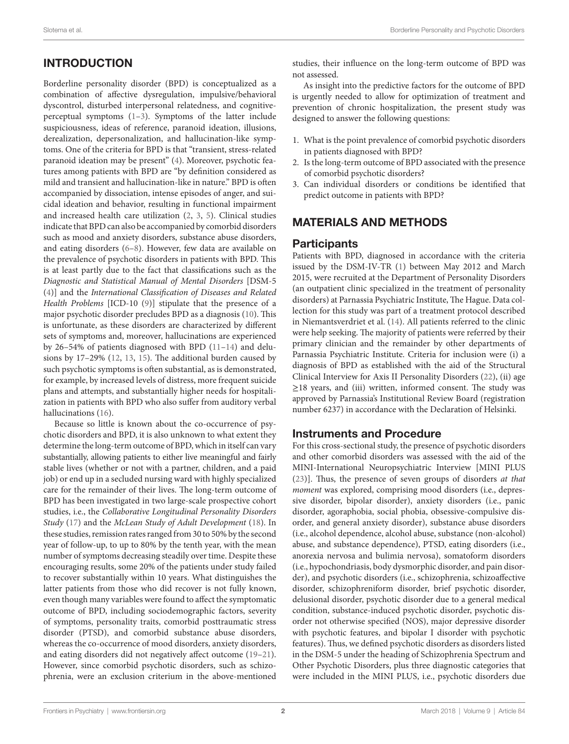## INTRODUCTION

Borderline personality disorder (BPD) is conceptualized as a combination of affective dysregulation, impulsive/behavioral dyscontrol, disturbed interpersonal relatedness, and cognitive-perceptual symptoms (1–3). Symptoms of the latter include suspiciousness, ideas of reference, paranoid ideation, illusions, derealization, depersonalization, and hallucination-like symptoms. One of the criteria for BPD is that "transient, stress-related paranoid ideation may be present" (4). Moreover, psychotic features among patients with BPD are "by definition considered as mild and transient and hallucination-like in nature." BPD is often accompanied by dissociation, intense episodes of anger, and suicidal ideation and behavior, resulting in functional impairment and increased health care utilization (2, 3, 5). Clinical studies indicate that BPD can also be accompanied by comorbid disorders such as mood and anxiety disorders, substance abuse disorders, and eating disorders (6–8). However, few data are available on the prevalence of psychotic disorders in patients with BPD. This is at least partly due to the fact that classifications such as the *Diagnostic and Statistical Manual of Mental Disorders* [DSM-5 (4)] and the *International Classification of Diseases and Related Health Problems* [ICD-10 (9)] stipulate that the presence of a major psychotic disorder precludes BPD as a diagnosis (10). This is unfortunate, as these disorders are characterized by different sets of symptoms and, moreover, hallucinations are experienced by 26–54% of patients diagnosed with BPD (11–14) and delusions by 17–29% (12, 13, 15). The additional burden caused by such psychotic symptoms is often substantial, as is demonstrated, for example, by increased levels of distress, more frequent suicide plans and attempts, and substantially higher needs for hospitalization in patients with BPD who also suffer from auditory verbal hallucinations (16).

Because so little is known about the co-occurrence of psychotic disorders and BPD, it is also unknown to what extent they determine the long-term outcome of BPD, which in itself can vary substantially, allowing patients to either live meaningful and fairly stable lives (whether or not with a partner, children, and a paid job) or end up in a secluded nursing ward with highly specialized care for the remainder of their lives. The long-term outcome of BPD has been investigated in two large-scale prospective cohort studies, i.e., the *Collaborative Longitudinal Personality Disorders Study* (17) and the *McLean Study of Adult Development* (18). In these studies, remission rates ranged from 30 to 50% by the second year of follow-up, to up to 80% by the tenth year, with the mean number of symptoms decreasing steadily over time. Despite these encouraging results, some 20% of the patients under study failed to recover substantially within 10 years. What distinguishes the latter patients from those who did recover is not fully known, even though many variables were found to affect the symptomatic outcome of BPD, including sociodemographic factors, severity of symptoms, personality traits, comorbid posttraumatic stress disorder (PTSD), and comorbid substance abuse disorders, whereas the co-occurrence of mood disorders, anxiety disorders, and eating disorders did not negatively affect outcome (19–21). However, since comorbid psychotic disorders, such as schizophrenia, were an exclusion criterium in the above-mentioned studies, their influence on the long-term outcome of BPD was not assessed.

As insight into the predictive factors for the outcome of BPD is urgently needed to allow for optimization of treatment and prevention of chronic hospitalization, the present study was designed to answer the following questions:

1. What is the point prevalence of comorbid psychotic disorders in patients diagnosed with BPD?
2. Is the long-term outcome of BPD associated with the presence of comorbid psychotic disorders?
3. Can individual disorders or conditions be identified that predict outcome in patients with BPD?

## MATERIALS AND METHODS

### Participants

Patients with BPD, diagnosed in accordance with the criteria issued by the DSM-IV-TR (1) between May 2012 and March 2015, were recruited at the Department of Personality Disorders (an outpatient clinic specialized in the treatment of personality disorders) at Parnassia Psychiatric Institute, The Hague. Data collection for this study was part of a treatment protocol described in Niemantsverdriet et al. (14). All patients referred to the clinic were help seeking. The majority of patients were referred by their primary clinician and the remainder by other departments of Parnassia Psychiatric Institute. Criteria for inclusion were (i) a diagnosis of BPD as established with the aid of the Structural Clinical Interview for Axis II Personality Disorders (22), (ii) age ≥18 years, and (iii) written, informed consent. The study was approved by Parnassia's Institutional Review Board (registration number 6237) in accordance with the Declaration of Helsinki.

### Instruments and Procedure

For this cross-sectional study, the presence of psychotic disorders and other comorbid disorders was assessed with the aid of the MINI-International Neuropsychiatric Interview [MINI PLUS (23)]. Thus, the presence of seven groups of disorders *at that moment* was explored, comprising mood disorders (i.e., depressive disorder, bipolar disorder), anxiety disorders (i.e., panic disorder, agoraphobia, social phobia, obsessive-compulsive disorder, and general anxiety disorder), substance abuse disorders (i.e., alcohol dependence, alcohol abuse, substance (non-alcohol) abuse, and substance dependence), PTSD, eating disorders (i.e., anorexia nervosa and bulimia nervosa), somatoform disorders (i.e., hypochondriasis, body dysmorphic disorder, and pain disorder), and psychotic disorders (i.e., schizophrenia, schizoaffective disorder, schizophreniform disorder, brief psychotic disorder, delusional disorder, psychotic disorder due to a general medical condition, substance-induced psychotic disorder, psychotic disorder not otherwise specified (NOS), major depressive disorder with psychotic features, and bipolar I disorder with psychotic features). Thus, we defined psychotic disorders as disorders listed in the DSM-5 under the heading of Schizophrenia Spectrum and Other Psychotic Disorders, plus three diagnostic categories that were included in the MINI PLUS, i.e., psychotic disorders due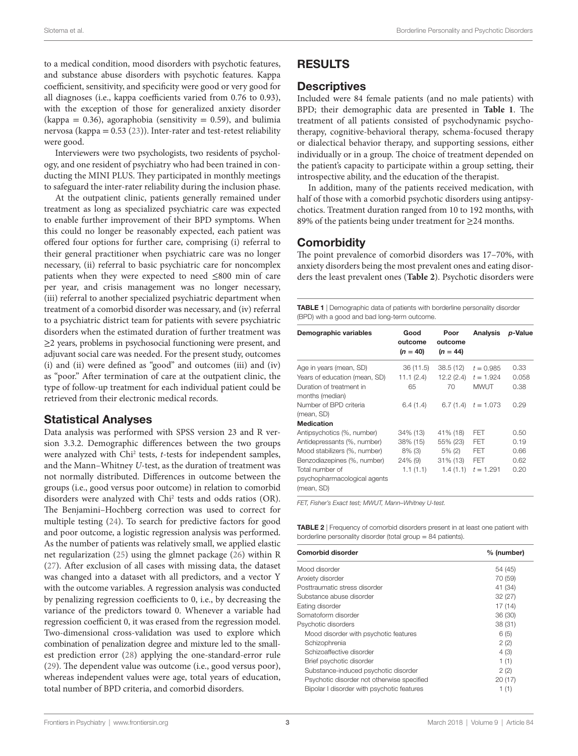to a medical condition, mood disorders with psychotic features, and substance abuse disorders with psychotic features. Kappa coefficient, sensitivity, and specificity were good or very good for all diagnoses (i.e., kappa coefficients varied from 0.76 to 0.93), with the exception of those for generalized anxiety disorder (kappa = 0.36), agoraphobia (sensitivity = 0.59), and bulimia nervosa (kappa = 0.53 (23)). Inter-rater and test-retest reliability were good.

Interviewers were two psychologists, two residents of psychology, and one resident of psychiatry who had been trained in conducting the MINI PLUS. They participated in monthly meetings to safeguard the inter-rater reliability during the inclusion phase.

At the outpatient clinic, patients generally remained under treatment as long as specialized psychiatric care was expected to enable further improvement of their BPD symptoms. When this could no longer be reasonably expected, each patient was offered four options for further care, comprising (i) referral to their general practitioner when psychiatric care was no longer necessary, (ii) referral to basic psychiatric care for noncomplex patients when they were expected to need ≤800 min of care per year, and crisis management was no longer necessary, (iii) referral to another specialized psychiatric department when treatment of a comorbid disorder was necessary, and (iv) referral to a psychiatric district team for patients with severe psychiatric disorders when the estimated duration of further treatment was ≥2 years, problems in psychosocial functioning were present, and adjuvant social care was needed. For the present study, outcomes (i) and (ii) were defined as "good" and outcomes (iii) and (iv) as "poor." After termination of care at the outpatient clinic, the type of follow-up treatment for each individual patient could be retrieved from their electronic medical records.

## Statistical Analyses

Data analysis was performed with SPSS version 23 and R version 3.3.2. Demographic differences between the two groups were analyzed with Chi² tests, *t*-tests for independent samples, and the Mann–Whitney *U*-test, as the duration of treatment was not normally distributed. Differences in outcome between the groups (i.e., good versus poor outcome) in relation to comorbid disorders were analyzed with Chi² tests and odds ratios (OR). The Benjamini–Hochberg correction was used to correct for multiple testing (24). To search for predictive factors for good and poor outcome, a logistic regression analysis was performed. As the number of patients was relatively small, we applied elastic net regularization (25) using the glmnet package (26) within R (27). After exclusion of all cases with missing data, the dataset was changed into a dataset with all predictors, and a vector Y with the outcome variables. A regression analysis was conducted by penalizing regression coefficients to 0, i.e., by decreasing the variance of the predictors toward 0. Whenever a variable had regression coefficient 0, it was erased from the regression model. Two-dimensional cross-validation was used to explore which combination of penalization degree and mixture led to the smallest prediction error (28) applying the one-standard-error rule (29). The dependent value was outcome (i.e., good versus poor), whereas independent values were age, total years of education, total number of BPD criteria, and comorbid disorders.

# RESULTS

## Descriptives

Included were 84 female patients (and no male patients) with BPD; their demographic data are presented in **Table 1**. The treatment of all patients consisted of psychodynamic psychotherapy, cognitive-behavioral therapy, schema-focused therapy or dialectical behavior therapy, and supporting sessions, either individually or in a group. The choice of treatment depended on the patient's capacity to participate within a group setting, their introspective ability, and the education of the therapist.

In addition, many of the patients received medication, with half of those with a comorbid psychotic disorders using antipsychotics. Treatment duration ranged from 10 to 192 months, with 89% of the patients being under treatment for ≥24 months.

## Comorbidity

The point prevalence of comorbid disorders was 17–70%, with anxiety disorders being the most prevalent ones and eating disorders the least prevalent ones (**Table 2**). Psychotic disorders were

**TABLE 1** | Demographic data of patients with borderline personality disorder (BPD) with a good and bad long-term outcome.

| Demographic variables | Good outcome ($n = 40$) | Poor outcome ($n = 44$) | Analysis | *p*-Value |
|---|---|---|---|---|
| Age in years (mean, SD) | 36 (11.5) | 38.5 (12) | $t = 0.985$ | 0.33 |
| Years of education (mean, SD) | 11.1 (2.4) | 12.2 (2.4) | $t = 1.924$ | 0.058 |
| Duration of treatment in months (median) | 65 | 70 | MWUT | 0.38 |
| Number of BPD criteria (mean, SD) | 6.4 (1.4) | 6.7 (1.4) | $t = 1.073$ | 0.29 |
| **Medication** | | | | |
| Antipsychotics (%, number) | 34% (13) | 41% (18) | FET | 0.50 |
| Antidepressants (%, number) | 38% (15) | 55% (23) | FET | 0.19 |
| Mood stabilizers (%, number) | 8% (3) | 5% (2) | FET | 0.66 |
| Benzodiazepines (%, number) | 24% (9) | 31% (13) | FET | 0.62 |
| Total number of psychopharmacological agents (mean, SD) | 1.1 (1.1) | 1.4 (1.1) | $t = 1.291$ | 0.20 |

*FET, Fisher's Exact test; MWUT, Mann–Whitney U-test.*

**TABLE 2** | Frequency of comorbid disorders present in at least one patient with borderline personality disorder (total group = 84 patients).

| Comorbid disorder | % (number) |
|---|---|
| Mood disorder | 54 (45) |
| Anxiety disorder | 70 (59) |
| Posttraumatic stress disorder | 41 (34) |
| Substance abuse disorder | 32 (27) |
| Eating disorder | 17 (14) |
| Somatoform disorder | 36 (30) |
| Psychotic disorders | 38 (31) |
| Mood disorder with psychotic features | 6 (5) |
| Schizophrenia | 2 (2) |
| Schizoaffective disorder | 4 (3) |
| Brief psychotic disorder | 1 (1) |
| Substance-induced psychotic disorder | 2 (2) |
| Psychotic disorder not otherwise specified | 20 (17) |
| Bipolar I disorder with psychotic features | 1 (1) |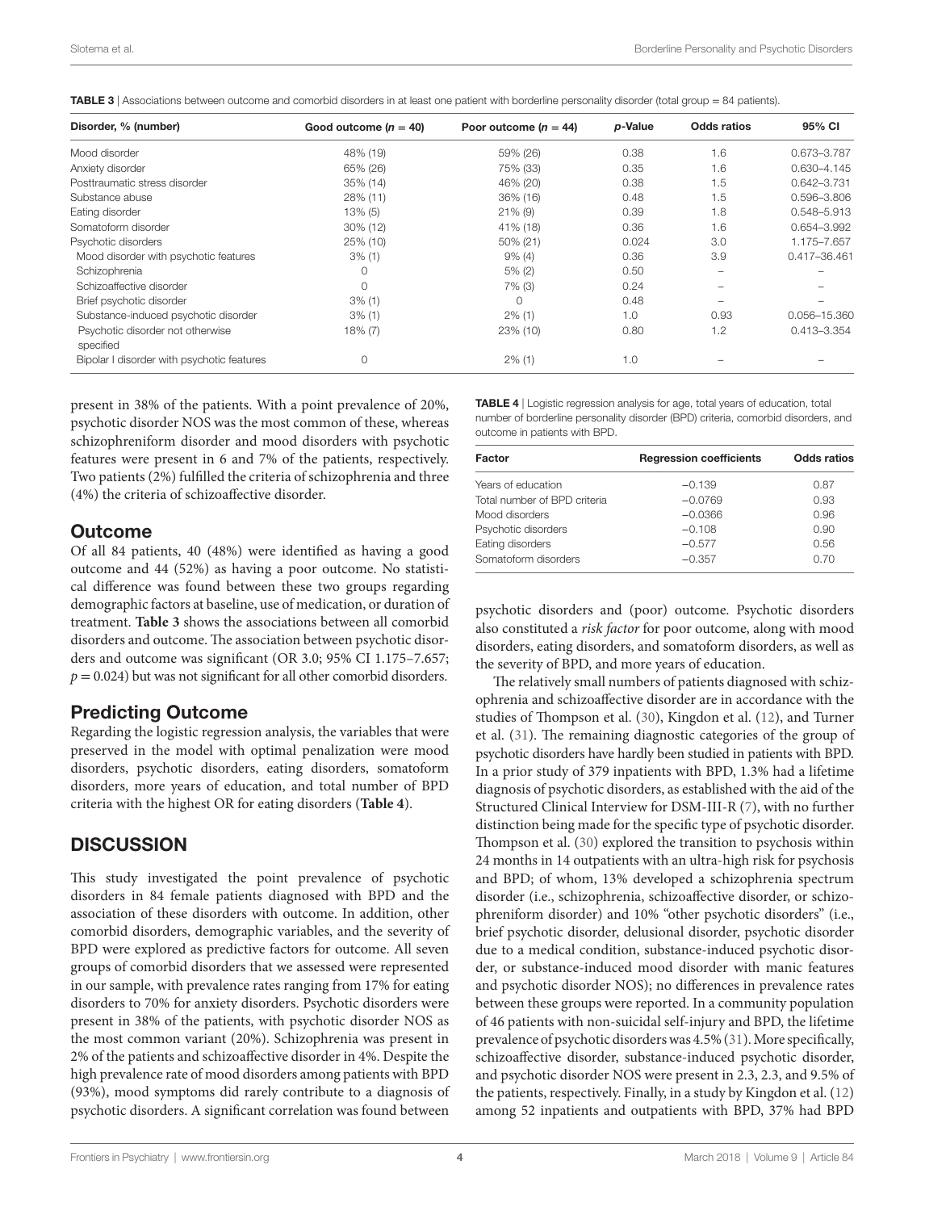**TABLE 3** | Associations between outcome and comorbid disorders in at least one patient with borderline personality disorder (total group = 84 patients).

| Disorder, % (number) | Good outcome ($n = 40$) | Poor outcome ($n = 44$) | $p$-Value | Odds ratios | 95% CI |
|---|---|---|---|---|---|
| Mood disorder | 48% (19) | 59% (26) | 0.38 | 1.6 | 0.673–3.787 |
| Anxiety disorder | 65% (26) | 75% (33) | 0.35 | 1.6 | 0.630–4.145 |
| Posttraumatic stress disorder | 35% (14) | 46% (20) | 0.38 | 1.5 | 0.642–3.731 |
| Substance abuse | 28% (11) | 36% (16) | 0.48 | 1.5 | 0.596–3.806 |
| Eating disorder | 13% (5) | 21% (9) | 0.39 | 1.8 | 0.548–5.913 |
| Somatoform disorder | 30% (12) | 41% (18) | 0.36 | 1.6 | 0.654–3.992 |
| Psychotic disorders | 25% (10) | 50% (21) | 0.024 | 3.0 | 1.175–7.657 |
| Mood disorder with psychotic features | 3% (1) | 9% (4) | 0.36 | 3.9 | 0.417–36.461 |
| Schizophrenia | 0 | 5% (2) | 0.50 | – | – |
| Schizoaffective disorder | 0 | 7% (3) | 0.24 | – | – |
| Brief psychotic disorder | 3% (1) | 0 | 0.48 | – | – |
| Substance-induced psychotic disorder | 3% (1) | 2% (1) | 1.0 | 0.93 | 0.056–15.360 |
| Psychotic disorder not otherwise specified | 18% (7) | 23% (10) | 0.80 | 1.2 | 0.413–3.354 |
| Bipolar I disorder with psychotic features | 0 | 2% (1) | 1.0 | – | – |

present in 38% of the patients. With a point prevalence of 20%, psychotic disorder NOS was the most common of these, whereas schizophreniform disorder and mood disorders with psychotic features were present in 6 and 7% of the patients, respectively. Two patients (2%) fulfilled the criteria of schizophrenia and three (4%) the criteria of schizoaffective disorder.

## Outcome

Of all 84 patients, 40 (48%) were identified as having a good outcome and 44 (52%) as having a poor outcome. No statistical difference was found between these two groups regarding demographic factors at baseline, use of medication, or duration of treatment. **Table 3** shows the associations between all comorbid disorders and outcome. The association between psychotic disorders and outcome was significant (OR 3.0; 95% CI 1.175–7.657; $p = 0.024$) but was not significant for all other comorbid disorders.

## Predicting Outcome

Regarding the logistic regression analysis, the variables that were preserved in the model with optimal penalization were mood disorders, psychotic disorders, eating disorders, somatoform disorders, more years of education, and total number of BPD criteria with the highest OR for eating disorders (**Table 4**).

# DISCUSSION

This study investigated the point prevalence of psychotic disorders in 84 female patients diagnosed with BPD and the association of these disorders with outcome. In addition, other comorbid disorders, demographic variables, and the severity of BPD were explored as predictive factors for outcome. All seven groups of comorbid disorders that we assessed were represented in our sample, with prevalence rates ranging from 17% for eating disorders to 70% for anxiety disorders. Psychotic disorders were present in 38% of the patients, with psychotic disorder NOS as the most common variant (20%). Schizophrenia was present in 2% of the patients and schizoaffective disorder in 4%. Despite the high prevalence rate of mood disorders among patients with BPD (93%), mood symptoms did rarely contribute to a diagnosis of psychotic disorders. A significant correlation was found between psychotic disorders and (poor) outcome. Psychotic disorders also constituted a *risk factor* for poor outcome, along with mood disorders, eating disorders, and somatoform disorders, as well as the severity of BPD, and more years of education.

**TABLE 4** | Logistic regression analysis for age, total years of education, total number of borderline personality disorder (BPD) criteria, comorbid disorders, and outcome in patients with BPD.

| Factor | Regression coefficients | Odds ratios |
|---|---|---|
| Years of education | −0.139 | 0.87 |
| Total number of BPD criteria | −0.0769 | 0.93 |
| Mood disorders | −0.0366 | 0.96 |
| Psychotic disorders | −0.108 | 0.90 |
| Eating disorders | −0.577 | 0.56 |
| Somatoform disorders | −0.357 | 0.70 |

The relatively small numbers of patients diagnosed with schizophrenia and schizoaffective disorder are in accordance with the studies of Thompson et al. (30), Kingdon et al. (12), and Turner et al. (31). The remaining diagnostic categories of the group of psychotic disorders have hardly been studied in patients with BPD. In a prior study of 379 inpatients with BPD, 1.3% had a lifetime diagnosis of psychotic disorders, as established with the aid of the Structured Clinical Interview for DSM-III-R (7), with no further distinction being made for the specific type of psychotic disorder. Thompson et al. (30) explored the transition to psychosis within 24 months in 14 outpatients with an ultra-high risk for psychosis and BPD; of whom, 13% developed a schizophrenia spectrum disorder (i.e., schizophrenia, schizoaffective disorder, or schizophreniform disorder) and 10% "other psychotic disorders" (i.e., brief psychotic disorder, delusional disorder, psychotic disorder due to a medical condition, substance-induced psychotic disorder, or substance-induced mood disorder with manic features and psychotic disorder NOS); no differences in prevalence rates between these groups were reported. In a community population of 46 patients with non-suicidal self-injury and BPD, the lifetime prevalence of psychotic disorders was 4.5% (31). More specifically, schizoaffective disorder, substance-induced psychotic disorder, and psychotic disorder NOS were present in 2.3, 2.3, and 9.5% of the patients, respectively. Finally, in a study by Kingdon et al. (12) among 52 inpatients and outpatients with BPD, 37% had BPD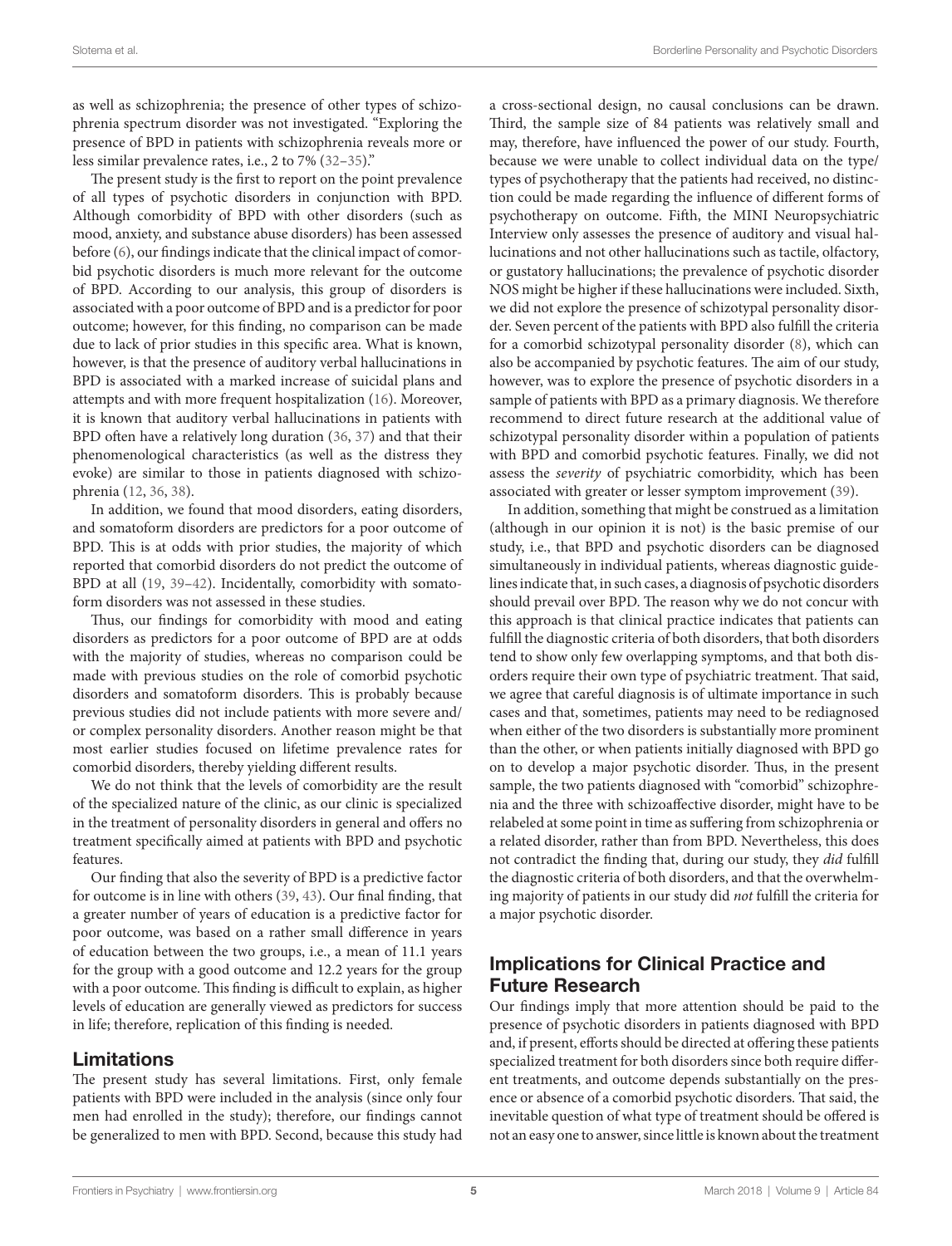as well as schizophrenia; the presence of other types of schizophrenia spectrum disorder was not investigated. "Exploring the presence of BPD in patients with schizophrenia reveals more or less similar prevalence rates, i.e., 2 to 7% (32–35)."

The present study is the first to report on the point prevalence of all types of psychotic disorders in conjunction with BPD. Although comorbidity of BPD with other disorders (such as mood, anxiety, and substance abuse disorders) has been assessed before (6), our findings indicate that the clinical impact of comorbid psychotic disorders is much more relevant for the outcome of BPD. According to our analysis, this group of disorders is associated with a poor outcome of BPD and is a predictor for poor outcome; however, for this finding, no comparison can be made due to lack of prior studies in this specific area. What is known, however, is that the presence of auditory verbal hallucinations in BPD is associated with a marked increase of suicidal plans and attempts and with more frequent hospitalization (16). Moreover, it is known that auditory verbal hallucinations in patients with BPD often have a relatively long duration (36, 37) and that their phenomenological characteristics (as well as the distress they evoke) are similar to those in patients diagnosed with schizophrenia (12, 36, 38).

In addition, we found that mood disorders, eating disorders, and somatoform disorders are predictors for a poor outcome of BPD. This is at odds with prior studies, the majority of which reported that comorbid disorders do not predict the outcome of BPD at all (19, 39–42). Incidentally, comorbidity with somatoform disorders was not assessed in these studies.

Thus, our findings for comorbidity with mood and eating disorders as predictors for a poor outcome of BPD are at odds with the majority of studies, whereas no comparison could be made with previous studies on the role of comorbid psychotic disorders and somatoform disorders. This is probably because previous studies did not include patients with more severe and/or complex personality disorders. Another reason might be that most earlier studies focused on lifetime prevalence rates for comorbid disorders, thereby yielding different results.

We do not think that the levels of comorbidity are the result of the specialized nature of the clinic, as our clinic is specialized in the treatment of personality disorders in general and offers no treatment specifically aimed at patients with BPD and psychotic features.

Our finding that also the severity of BPD is a predictive factor for outcome is in line with others (39, 43). Our final finding, that a greater number of years of education is a predictive factor for poor outcome, was based on a rather small difference in years of education between the two groups, i.e., a mean of 11.1 years for the group with a good outcome and 12.2 years for the group with a poor outcome. This finding is difficult to explain, as higher levels of education are generally viewed as predictors for success in life; therefore, replication of this finding is needed.

## Limitations

The present study has several limitations. First, only female patients with BPD were included in the analysis (since only four men had enrolled in the study); therefore, our findings cannot be generalized to men with BPD. Second, because this study had a cross-sectional design, no causal conclusions can be drawn. Third, the sample size of 84 patients was relatively small and may, therefore, have influenced the power of our study. Fourth, because we were unable to collect individual data on the type/types of psychotherapy that the patients had received, no distinction could be made regarding the influence of different forms of psychotherapy on outcome. Fifth, the MINI Neuropsychiatric Interview only assesses the presence of auditory and visual hallucinations and not other hallucinations such as tactile, olfactory, or gustatory hallucinations; the prevalence of psychotic disorder NOS might be higher if these hallucinations were included. Sixth, we did not explore the presence of schizotypal personality disorder. Seven percent of the patients with BPD also fulfill the criteria for a comorbid schizotypal personality disorder (8), which can also be accompanied by psychotic features. The aim of our study, however, was to explore the presence of psychotic disorders in a sample of patients with BPD as a primary diagnosis. We therefore recommend to direct future research at the additional value of schizotypal personality disorder within a population of patients with BPD and comorbid psychotic features. Finally, we did not assess the *severity* of psychiatric comorbidity, which has been associated with greater or lesser symptom improvement (39).

In addition, something that might be construed as a limitation (although in our opinion it is not) is the basic premise of our study, i.e., that BPD and psychotic disorders can be diagnosed simultaneously in individual patients, whereas diagnostic guidelines indicate that, in such cases, a diagnosis of psychotic disorders should prevail over BPD. The reason why we do not concur with this approach is that clinical practice indicates that patients can fulfill the diagnostic criteria of both disorders, that both disorders tend to show only few overlapping symptoms, and that both disorders require their own type of psychiatric treatment. That said, we agree that careful diagnosis is of ultimate importance in such cases and that, sometimes, patients may need to be rediagnosed when either of the two disorders is substantially more prominent than the other, or when patients initially diagnosed with BPD go on to develop a major psychotic disorder. Thus, in the present sample, the two patients diagnosed with "comorbid" schizophrenia and the three with schizoaffective disorder, might have to be relabeled at some point in time as suffering from schizophrenia or a related disorder, rather than from BPD. Nevertheless, this does not contradict the finding that, during our study, they *did* fulfill the diagnostic criteria of both disorders, and that the overwhelming majority of patients in our study did *not* fulfill the criteria for a major psychotic disorder.

## Implications for Clinical Practice and Future Research

Our findings imply that more attention should be paid to the presence of psychotic disorders in patients diagnosed with BPD and, if present, efforts should be directed at offering these patients specialized treatment for both disorders since both require different treatments, and outcome depends substantially on the presence or absence of a comorbid psychotic disorders. That said, the inevitable question of what type of treatment should be offered is not an easy one to answer, since little is known about the treatment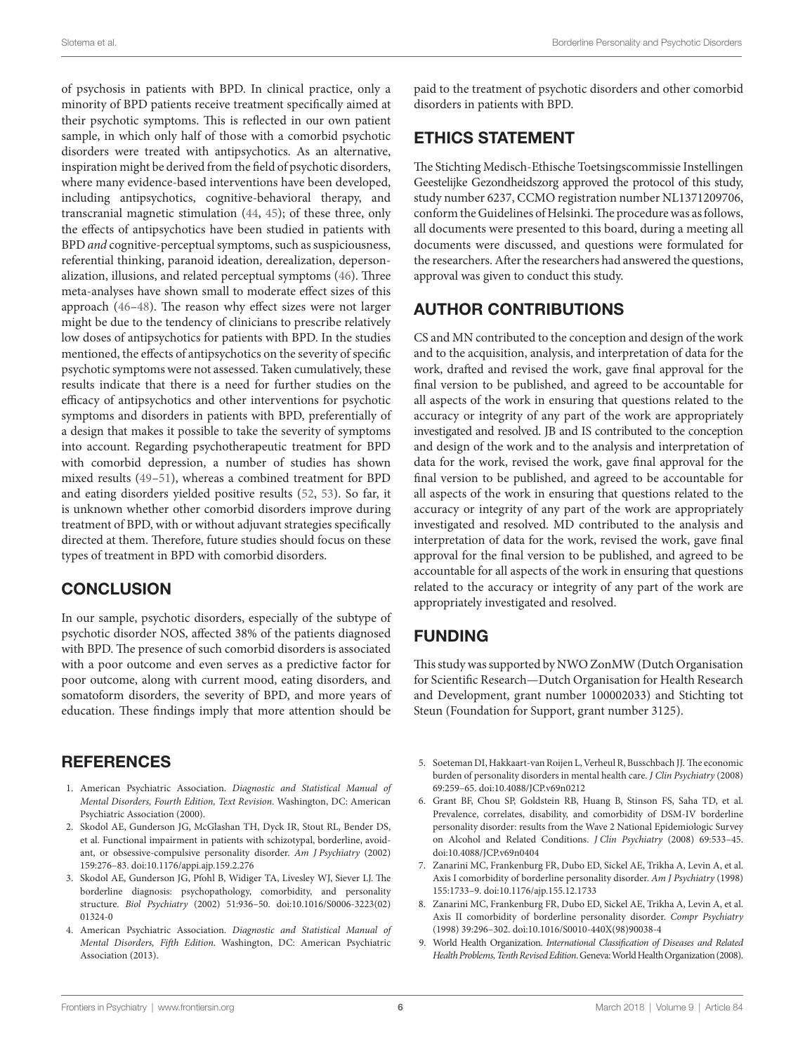of psychosis in patients with BPD. In clinical practice, only a minority of BPD patients receive treatment specifically aimed at their psychotic symptoms. This is reflected in our own patient sample, in which only half of those with a comorbid psychotic disorders were treated with antipsychotics. As an alternative, inspiration might be derived from the field of psychotic disorders, where many evidence-based interventions have been developed, including antipsychotics, cognitive-behavioral therapy, and transcranial magnetic stimulation (44, 45); of these three, only the effects of antipsychotics have been studied in patients with BPD *and* cognitive-perceptual symptoms, such as suspiciousness, referential thinking, paranoid ideation, derealization, depersonalization, illusions, and related perceptual symptoms (46). Three meta-analyses have shown small to moderate effect sizes of this approach (46–48). The reason why effect sizes were not larger might be due to the tendency of clinicians to prescribe relatively low doses of antipsychotics for patients with BPD. In the studies mentioned, the effects of antipsychotics on the severity of specific psychotic symptoms were not assessed. Taken cumulatively, these results indicate that there is a need for further studies on the efficacy of antipsychotics and other interventions for psychotic symptoms and disorders in patients with BPD, preferentially of a design that makes it possible to take the severity of symptoms into account. Regarding psychotherapeutic treatment for BPD with comorbid depression, a number of studies has shown mixed results (49–51), whereas a combined treatment for BPD and eating disorders yielded positive results (52, 53). So far, it is unknown whether other comorbid disorders improve during treatment of BPD, with or without adjuvant strategies specifically directed at them. Therefore, future studies should focus on these types of treatment in BPD with comorbid disorders.

## CONCLUSION

In our sample, psychotic disorders, especially of the subtype of psychotic disorder NOS, affected 38% of the patients diagnosed with BPD. The presence of such comorbid disorders is associated with a poor outcome and even serves as a predictive factor for poor outcome, along with current mood, eating disorders, and somatoform disorders, the severity of BPD, and more years of education. These findings imply that more attention should be paid to the treatment of psychotic disorders and other comorbid disorders in patients with BPD.

## ETHICS STATEMENT

The Stichting Medisch-Ethische Toetsingscommissie Instellingen Geestelijke Gezondheidszorg approved the protocol of this study, study number 6237, CCMO registration number NL1371209706, conform the Guidelines of Helsinki. The procedure was as follows, all documents were presented to this board, during a meeting all documents were discussed, and questions were formulated for the researchers. After the researchers had answered the questions, approval was given to conduct this study.

## AUTHOR CONTRIBUTIONS

CS and MN contributed to the conception and design of the work and to the acquisition, analysis, and interpretation of data for the work, drafted and revised the work, gave final approval for the final version to be published, and agreed to be accountable for all aspects of the work in ensuring that questions related to the accuracy or integrity of any part of the work are appropriately investigated and resolved. JB and IS contributed to the conception and design of the work and to the analysis and interpretation of data for the work, revised the work, gave final approval for the final version to be published, and agreed to be accountable for all aspects of the work in ensuring that questions related to the accuracy or integrity of any part of the work are appropriately investigated and resolved. MD contributed to the analysis and interpretation of data for the work, revised the work, gave final approval for the final version to be published, and agreed to be accountable for all aspects of the work in ensuring that questions related to the accuracy or integrity of any part of the work are appropriately investigated and resolved.

## FUNDING

This study was supported by NWO ZonMW (Dutch Organisation for Scientific Research—Dutch Organisation for Health Research and Development, grant number 100002033) and Stichting tot Steun (Foundation for Support, grant number 3125).

## REFERENCES

1. American Psychiatric Association. *Diagnostic and Statistical Manual of Mental Disorders, Fourth Edition, Text Revision*. Washington, DC: American Psychiatric Association (2000).
2. Skodol AE, Gunderson JG, McGlashan TH, Dyck IR, Stout RL, Bender DS, et al. Functional impairment in patients with schizotypal, borderline, avoidant, or obsessive-compulsive personality disorder. *Am J Psychiatry* (2002) 159:276–83. doi:10.1176/appi.ajp.159.2.276
3. Skodol AE, Gunderson JG, Pfohl B, Widiger TA, Livesley WJ, Siever LJ. The borderline diagnosis: psychopathology, comorbidity, and personality structure. *Biol Psychiatry* (2002) 51:936–50. doi:10.1016/S0006-3223(02)01324-0
4. American Psychiatric Association. *Diagnostic and Statistical Manual of Mental Disorders, Fifth Edition*. Washington, DC: American Psychiatric Association (2013).
5. Soeteman DI, Hakkaart-van Roijen L, Verheul R, Busschbach JJ. The economic burden of personality disorders in mental health care. *J Clin Psychiatry* (2008) 69:259–65. doi:10.4088/JCP.v69n0212
6. Grant BF, Chou SP, Goldstein RB, Huang B, Stinson FS, Saha TD, et al. Prevalence, correlates, disability, and comorbidity of DSM-IV borderline personality disorder: results from the Wave 2 National Epidemiologic Survey on Alcohol and Related Conditions. *J Clin Psychiatry* (2008) 69:533–45. doi:10.4088/JCP.v69n0404
7. Zanarini MC, Frankenburg FR, Dubo ED, Sickel AE, Trikha A, Levin A, et al. Axis I comorbidity of borderline personality disorder. *Am J Psychiatry* (1998) 155:1733–9. doi:10.1176/ajp.155.12.1733
8. Zanarini MC, Frankenburg FR, Dubo ED, Sickel AE, Trikha A, Levin A, et al. Axis II comorbidity of borderline personality disorder. *Compr Psychiatry* (1998) 39:296–302. doi:10.1016/S0010-440X(98)90038-4
9. World Health Organization. *International Classification of Diseases and Related Health Problems, Tenth Revised Edition*. Geneva: World Health Organization (2008).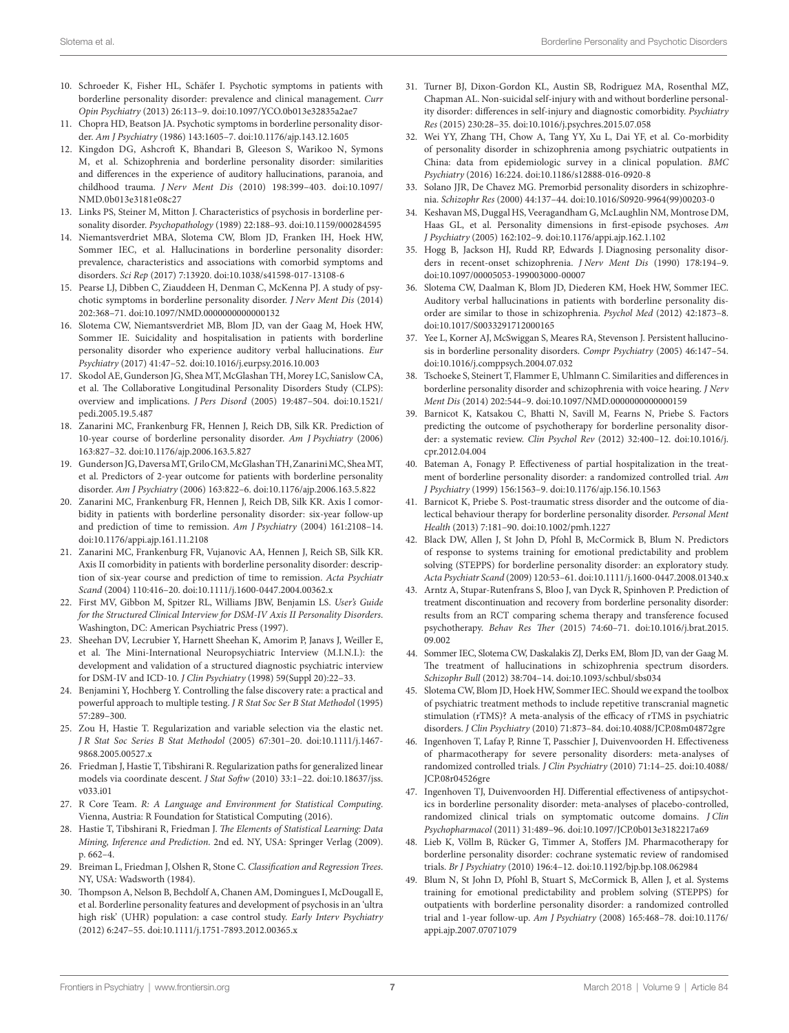10. Schroeder K, Fisher HL, Schäfer I. Psychotic symptoms in patients with borderline personality disorder: prevalence and clinical management. *Curr Opin Psychiatry* (2013) 26:113–9. doi:10.1097/YCO.0b013e32835a2ae7
11. Chopra HD, Beatson JA. Psychotic symptoms in borderline personality disorder. *Am J Psychiatry* (1986) 143:1605–7. doi:10.1176/ajp.143.12.1605
12. Kingdon DG, Ashcroft K, Bhandari B, Gleeson S, Warikoo N, Symons M, et al. Schizophrenia and borderline personality disorder: similarities and differences in the experience of auditory hallucinations, paranoia, and childhood trauma. *J Nerv Ment Dis* (2010) 198:399–403. doi:10.1097/NMD.0b013e3181e08c27
13. Links PS, Steiner M, Mitton J. Characteristics of psychosis in borderline personality disorder. *Psychopathology* (1989) 22:188–93. doi:10.1159/000284595
14. Niemantsverdriet MBA, Slotema CW, Blom JD, Franken IH, Hoek HW, Sommer IEC, et al. Hallucinations in borderline personality disorder: prevalence, characteristics and associations with comorbid symptoms and disorders. *Sci Rep* (2017) 7:13920. doi:10.1038/s41598-017-13108-6
15. Pearse LJ, Dibben C, Ziauddeen H, Denman C, McKenna PJ. A study of psychotic symptoms in borderline personality disorder. *J Nerv Ment Dis* (2014) 202:368–71. doi:10.1097/NMD.0000000000000132
16. Slotema CW, Niemantsverdriet MB, Blom JD, van der Gaag M, Hoek HW, Sommer IE. Suicidality and hospitalisation in patients with borderline personality disorder who experience auditory verbal hallucinations. *Eur Psychiatry* (2017) 41:47–52. doi:10.1016/j.eurpsy.2016.10.003
17. Skodol AE, Gunderson JG, Shea MT, McGlashan TH, Morey LC, Sanislow CA, et al. The Collaborative Longitudinal Personality Disorders Study (CLPS): overview and implications. *J Pers Disord* (2005) 19:487–504. doi:10.1521/pedi.2005.19.5.487
18. Zanarini MC, Frankenburg FR, Hennen J, Reich DB, Silk KR. Prediction of 10-year course of borderline personality disorder. *Am J Psychiatry* (2006) 163:827–32. doi:10.1176/ajp.2006.163.5.827
19. Gunderson JG, Daversa MT, Grilo CM, McGlashan TH, Zanarini MC, Shea MT, et al. Predictors of 2-year outcome for patients with borderline personality disorder. *Am J Psychiatry* (2006) 163:822–6. doi:10.1176/ajp.2006.163.5.822
20. Zanarini MC, Frankenburg FR, Hennen J, Reich DB, Silk KR. Axis I comorbidity in patients with borderline personality disorder: six-year follow-up and prediction of time to remission. *Am J Psychiatry* (2004) 161:2108–14. doi:10.1176/appi.ajp.161.11.2108
21. Zanarini MC, Frankenburg FR, Vujanovic AA, Hennen J, Reich SB, Silk KR. Axis II comorbidity in patients with borderline personality disorder: description of six-year course and prediction of time to remission. *Acta Psychiatr Scand* (2004) 110:416–20. doi:10.1111/j.1600-0447.2004.00362.x
22. First MV, Gibbon M, Spitzer RL, Williams JBW, Benjamin LS. *User's Guide for the Structured Clinical Interview for DSM-IV Axis II Personality Disorders*. Washington, DC: American Psychiatric Press (1997).
23. Sheehan DV, Lecrubier Y, Harnett Sheehan K, Amorim P, Janavs J, Weiller E, et al. The Mini-International Neuropsychiatric Interview (M.I.N.I.): the development and validation of a structured diagnostic psychiatric interview for DSM-IV and ICD-10. *J Clin Psychiatry* (1998) 59(Suppl 20):22–33.
24. Benjamini Y, Hochberg Y. Controlling the false discovery rate: a practical and powerful approach to multiple testing. *J R Stat Soc Ser B Stat Methodol* (1995) 57:289–300.
25. Zou H, Hastie T. Regularization and variable selection via the elastic net. *J R Stat Soc Series B Stat Methodol* (2005) 67:301–20. doi:10.1111/j.1467-9868.2005.00527.x
26. Friedman J, Hastie T, Tibshirani R. Regularization paths for generalized linear models via coordinate descent. *J Stat Softw* (2010) 33:1–22. doi:10.18637/jss.v033.i01
27. R Core Team. *R: A Language and Environment for Statistical Computing*. Vienna, Austria: R Foundation for Statistical Computing (2016).
28. Hastie T, Tibshirani R, Friedman J. *The Elements of Statistical Learning: Data Mining, Inference and Prediction*. 2nd ed. NY, USA: Springer Verlag (2009). p. 662–4.
29. Breiman L, Friedman J, Olshen R, Stone C. *Classification and Regression Trees*. NY, USA: Wadsworth (1984).
30. Thompson A, Nelson B, Bechdolf A, Chanen AM, Domingues I, McDougall E, et al. Borderline personality features and development of psychosis in an 'ultra high risk' (UHR) population: a case control study. *Early Interv Psychiatry* (2012) 6:247–55. doi:10.1111/j.1751-7893.2012.00365.x
31. Turner BJ, Dixon-Gordon KL, Austin SB, Rodriguez MA, Rosenthal MZ, Chapman AL. Non-suicidal self-injury with and without borderline personality disorder: differences in self-injury and diagnostic comorbidity. *Psychiatry Res* (2015) 230:28–35. doi:10.1016/j.psychres.2015.07.058
32. Wei YY, Zhang TH, Chow A, Tang YY, Xu L, Dai YF, et al. Co-morbidity of personality disorder in schizophrenia among psychiatric outpatients in China: data from epidemiologic survey in a clinical population. *BMC Psychiatry* (2016) 16:224. doi:10.1186/s12888-016-0920-8
33. Solano JJR, De Chavez MG. Premorbid personality disorders in schizophrenia. *Schizophr Res* (2000) 44:137–44. doi:10.1016/S0920-9964(99)00203-0
34. Keshavan MS, Duggal HS, Veeragandham G, McLaughlin NM, Montrose DM, Haas GL, et al. Personality dimensions in first-episode psychoses. *Am J Psychiatry* (2005) 162:102–9. doi:10.1176/appi.ajp.162.1.102
35. Hogg B, Jackson HJ, Rudd RP, Edwards J. Diagnosing personality disorders in recent-onset schizophrenia. *J Nerv Ment Dis* (1990) 178:194–9. doi:10.1097/00005053-199003000-00007
36. Slotema CW, Daalman K, Blom JD, Diederen KM, Hoek HW, Sommer IEC. Auditory verbal hallucinations in patients with borderline personality disorder are similar to those in schizophrenia. *Psychol Med* (2012) 42:1873–8. doi:10.1017/S0033291712000165
37. Yee L, Korner AJ, McSwiggan S, Meares RA, Stevenson J. Persistent hallucinosis in borderline personality disorders. *Compr Psychiatry* (2005) 46:147–54. doi:10.1016/j.comppsych.2004.07.032
38. Tschoeke S, Steinert T, Flammer E, Uhlmann C. Similarities and differences in borderline personality disorder and schizophrenia with voice hearing. *J Nerv Ment Dis* (2014) 202:544–9. doi:10.1097/NMD.0000000000000159
39. Barnicot K, Katsakou C, Bhatti N, Savill M, Fearns N, Priebe S. Factors predicting the outcome of psychotherapy for borderline personality disorder: a systematic review. *Clin Psychol Rev* (2012) 32:400–12. doi:10.1016/j.cpr.2012.04.004
40. Bateman A, Fonagy P. Effectiveness of partial hospitalization in the treatment of borderline personality disorder: a randomized controlled trial. *Am J Psychiatry* (1999) 156:1563–9. doi:10.1176/ajp.156.10.1563
41. Barnicot K, Priebe S. Post-traumatic stress disorder and the outcome of dialectical behaviour therapy for borderline personality disorder. *Personal Ment Health* (2013) 7:181–90. doi:10.1002/pmh.1227
42. Black DW, Allen J, St John D, Pfohl B, McCormick B, Blum N. Predictors of response to systems training for emotional predictability and problem solving (STEPPS) for borderline personality disorder: an exploratory study. *Acta Psychiatr Scand* (2009) 120:53–61. doi:10.1111/j.1600-0447.2008.01340.x
43. Arntz A, Stupar-Rutenfrans S, Bloo J, van Dyck R, Spinhoven P. Prediction of treatment discontinuation and recovery from borderline personality disorder: results from an RCT comparing schema therapy and transference focused psychotherapy. *Behav Res Ther* (2015) 74:60–71. doi:10.1016/j.brat.2015.09.002
44. Sommer IEC, Slotema CW, Daskalakis ZJ, Derks EM, Blom JD, van der Gaag M. The treatment of hallucinations in schizophrenia spectrum disorders. *Schizophr Bull* (2012) 38:704–14. doi:10.1093/schbul/sbs034
45. Slotema CW, Blom JD, Hoek HW, Sommer IEC. Should we expand the toolbox of psychiatric treatment methods to include repetitive transcranial magnetic stimulation (rTMS)? A meta-analysis of the efficacy of rTMS in psychiatric disorders. *J Clin Psychiatry* (2010) 71:873–84. doi:10.4088/JCP.08m04872gre
46. Ingenhoven T, Lafay P, Rinne T, Passchier J, Duivenvoorden H. Effectiveness of pharmacotherapy for severe personality disorders: meta-analyses of randomized controlled trials. *J Clin Psychiatry* (2010) 71:14–25. doi:10.4088/JCP.08r04526gre
47. Ingenhoven TJ, Duivenvoorden HJ. Differential effectiveness of antipsychotics in borderline personality disorder: meta-analyses of placebo-controlled, randomized clinical trials on symptomatic outcome domains. *J Clin Psychopharmacol* (2011) 31:489–96. doi:10.1097/JCP.0b013e3182217a69
48. Lieb K, Völlm B, Rücker G, Timmer A, Stoffers JM. Pharmacotherapy for borderline personality disorder: cochrane systematic review of randomised trials. *Br J Psychiatry* (2010) 196:4–12. doi:10.1192/bjp.bp.108.062984
49. Blum N, St John D, Pfohl B, Stuart S, McCormick B, Allen J, et al. Systems training for emotional predictability and problem solving (STEPPS) for outpatients with borderline personality disorder: a randomized controlled trial and 1-year follow-up. *Am J Psychiatry* (2008) 165:468–78. doi:10.1176/appi.ajp.2007.07071079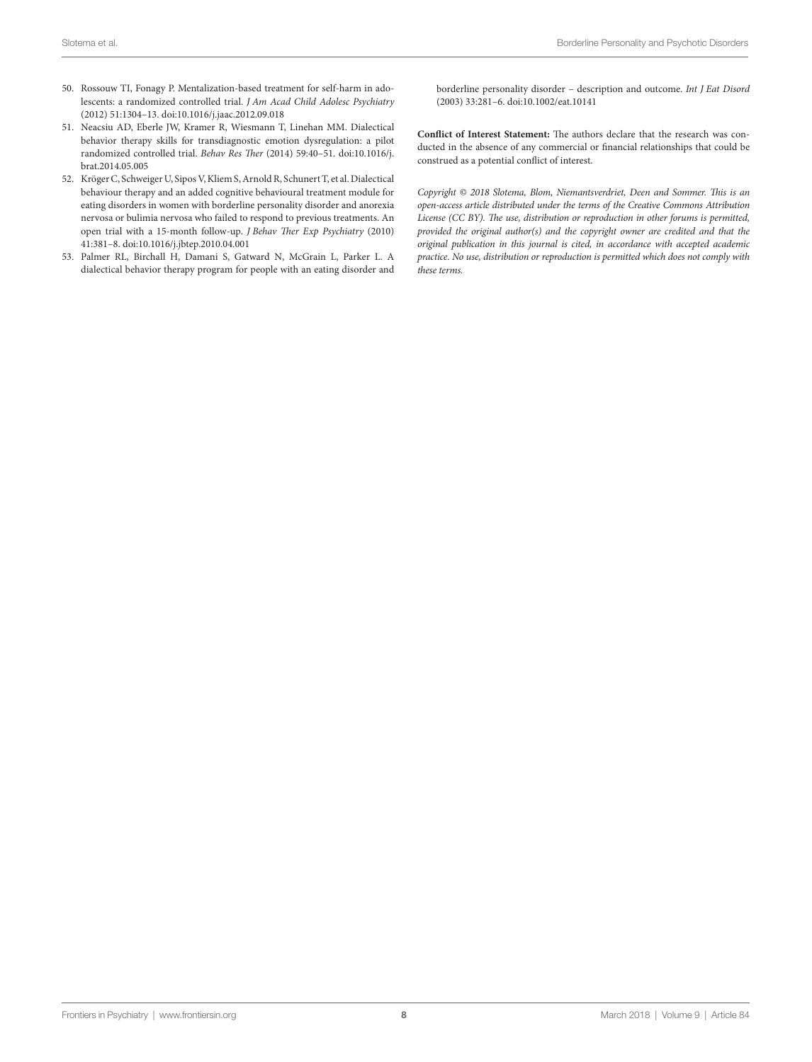50. Rossouw TI, Fonagy P. Mentalization-based treatment for self-harm in adolescents: a randomized controlled trial. *J Am Acad Child Adolesc Psychiatry* (2012) 51:1304–13. doi:10.1016/j.jaac.2012.09.018
51. Neacsiu AD, Eberle JW, Kramer R, Wiesmann T, Linehan MM. Dialectical behavior therapy skills for transdiagnostic emotion dysregulation: a pilot randomized controlled trial. *Behav Res Ther* (2014) 59:40–51. doi:10.1016/j.brat.2014.05.005
52. Kröger C, Schweiger U, Sipos V, Kliem S, Arnold R, Schunert T, et al. Dialectical behaviour therapy and an added cognitive behavioural treatment module for eating disorders in women with borderline personality disorder and anorexia nervosa or bulimia nervosa who failed to respond to previous treatments. An open trial with a 15-month follow-up. *J Behav Ther Exp Psychiatry* (2010) 41:381–8. doi:10.1016/j.jbtep.2010.04.001
53. Palmer RL, Birchall H, Damani S, Gatward N, McGrain L, Parker L. A dialectical behavior therapy program for people with an eating disorder and borderline personality disorder – description and outcome. *Int J Eat Disord* (2003) 33:281–6. doi:10.1002/eat.10141

**Conflict of Interest Statement:** The authors declare that the research was conducted in the absence of any commercial or financial relationships that could be construed as a potential conflict of interest.

*Copyright © 2018 Slotema, Blom, Niemantsverdriet, Deen and Sommer. This is an open-access article distributed under the terms of the Creative Commons Attribution License (CC BY). The use, distribution or reproduction in other forums is permitted, provided the original author(s) and the copyright owner are credited and that the original publication in this journal is cited, in accordance with accepted academic practice. No use, distribution or reproduction is permitted which does not comply with these terms.*